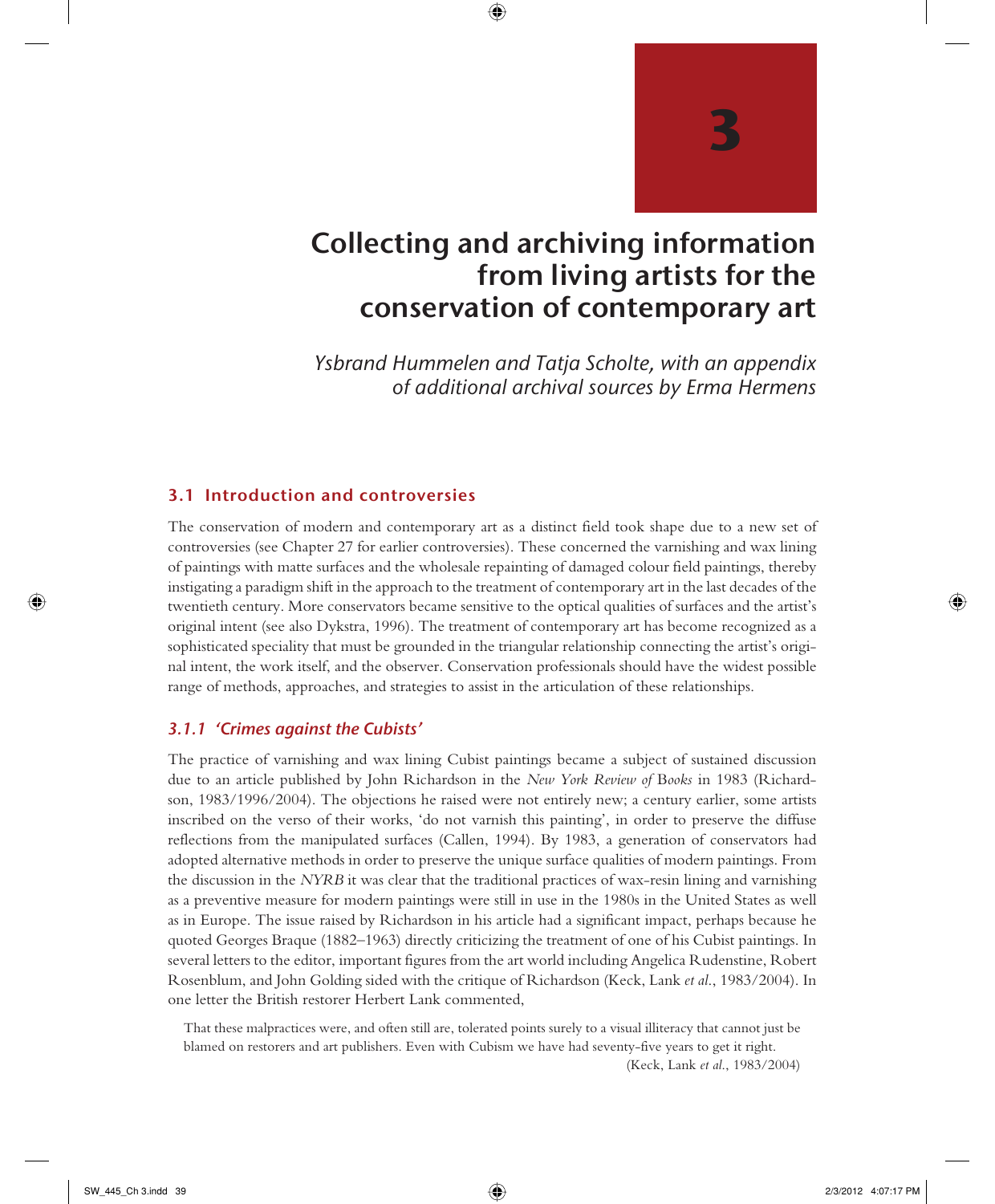# 3

# Collecting and archiving information from living artists for the conservation of contemporary art

*Ysbrand Hummelen and Tatja Scholte, with an appendix of additional archival sources by Erma Hermens*

## 3.1 Introduction and controversies

The conservation of modern and contemporary art as a distinct field took shape due to a new set of controversies (see Chapter 27 for earlier controversies). These concerned the varnishing and wax lining of paintings with matte surfaces and the wholesale repainting of damaged colour field paintings, thereby instigating a paradigm shift in the approach to the treatment of contemporary art in the last decades of the twentieth century. More conservators became sensitive to the optical qualities of surfaces and the artist's original intent (see also Dykstra, 1996). The treatment of contemporary art has become recognized as a sophisticated speciality that must be grounded in the triangular relationship connecting the artist's original intent, the work itself, and the observer. Conservation professionals should have the widest possible range of methods, approaches, and strategies to assist in the articulation of these relationships.

### *3.1.1 'Crimes against the Cubists'*

The practice of varnishing and wax lining Cubist paintings became a subject of sustained discussion due to an article published by John Richardson in the *New York Review of Books* in 1983 (Richardson, 1983/1996/2004). The objections he raised were not entirely new; a century earlier, some artists inscribed on the verso of their works, 'do not varnish this painting', in order to preserve the diffuse reflections from the manipulated surfaces (Callen, 1994). By 1983, a generation of conservators had adopted alternative methods in order to preserve the unique surface qualities of modern paintings. From the discussion in the *NYRB* it was clear that the traditional practices of wax-resin lining and varnishing as a preventive measure for modern paintings were still in use in the 1980s in the United States as well as in Europe. The issue raised by Richardson in his article had a significant impact, perhaps because he quoted Georges Braque (1882–1963) directly criticizing the treatment of one of his Cubist paintings. In several letters to the editor, important figures from the art world including Angelica Rudenstine, Robert Rosenblum, and John Golding sided with the critique of Richardson (Keck, Lank *et al.*, 1983/2004). In one letter the British restorer Herbert Lank commented,

> That these malpractices were, and often still are, tolerated points surely to a visual illiteracy that cannot just be blamed on restorers and art publishers. Even with Cubism we have had seventy-five years to get it right.
>
> (Keck, Lank *et al.*, 1983/2004)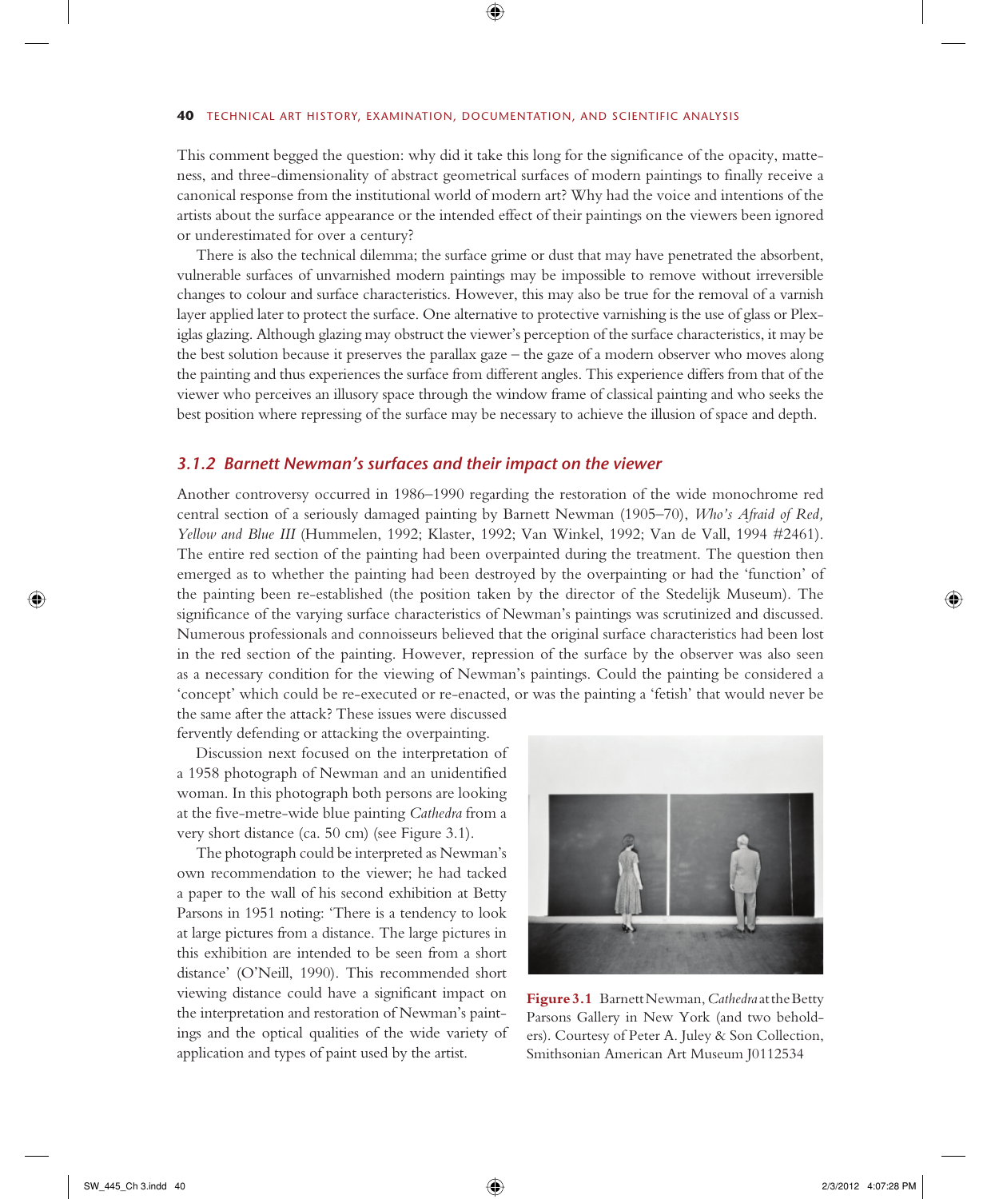This comment begged the question: why did it take this long for the significance of the opacity, matteness, and three-dimensionality of abstract geometrical surfaces of modern paintings to finally receive a canonical response from the institutional world of modern art? Why had the voice and intentions of the artists about the surface appearance or the intended effect of their paintings on the viewers been ignored or underestimated for over a century?

There is also the technical dilemma; the surface grime or dust that may have penetrated the absorbent, vulnerable surfaces of unvarnished modern paintings may be impossible to remove without irreversible changes to colour and surface characteristics. However, this may also be true for the removal of a varnish layer applied later to protect the surface. One alternative to protective varnishing is the use of glass or Plexiglas glazing. Although glazing may obstruct the viewer's perception of the surface characteristics, it may be the best solution because it preserves the parallax gaze – the gaze of a modern observer who moves along the painting and thus experiences the surface from different angles. This experience differs from that of the viewer who perceives an illusory space through the window frame of classical painting and who seeks the best position where repressing of the surface may be necessary to achieve the illusion of space and depth.

### *3.1.2 Barnett Newman's surfaces and their impact on the viewer*

Another controversy occurred in 1986–1990 regarding the restoration of the wide monochrome red central section of a seriously damaged painting by Barnett Newman (1905–70), *Who's Afraid of Red, Yellow and Blue III* (Hummelen, 1992; Klaster, 1992; Van Winkel, 1992; Van de Vall, 1994 #2461). The entire red section of the painting had been overpainted during the treatment. The question then emerged as to whether the painting had been destroyed by the overpainting or had the 'function' of the painting been re-established (the position taken by the director of the Stedelijk Museum). The significance of the varying surface characteristics of Newman's paintings was scrutinized and discussed. Numerous professionals and connoisseurs believed that the original surface characteristics had been lost in the red section of the painting. However, repression of the surface by the observer was also seen as a necessary condition for the viewing of Newman's paintings. Could the painting be considered a 'concept' which could be re-executed or re-enacted, or was the painting a 'fetish' that would never be the same after the attack? These issues were discussed fervently defending or attacking the overpainting.

Discussion next focused on the interpretation of a 1958 photograph of Newman and an unidentified woman. In this photograph both persons are looking at the five-metre-wide blue painting *Cathedra* from a very short distance (ca. 50 cm) (see Figure 3.1).

The photograph could be interpreted as Newman's own recommendation to the viewer; he had tacked a paper to the wall of his second exhibition at Betty Parsons in 1951 noting: 'There is a tendency to look at large pictures from a distance. The large pictures in this exhibition are intended to be seen from a short distance' (O'Neill, 1990). This recommended short viewing distance could have a significant impact on the interpretation and restoration of Newman's paintings and the optical qualities of the wide variety of application and types of paint used by the artist.

**Figure 3.1** Barnett Newman, *Cathedra* at the Betty Parsons Gallery in New York (and two beholders). Courtesy of Peter A. Juley & Son Collection, Smithsonian American Art Museum J0112534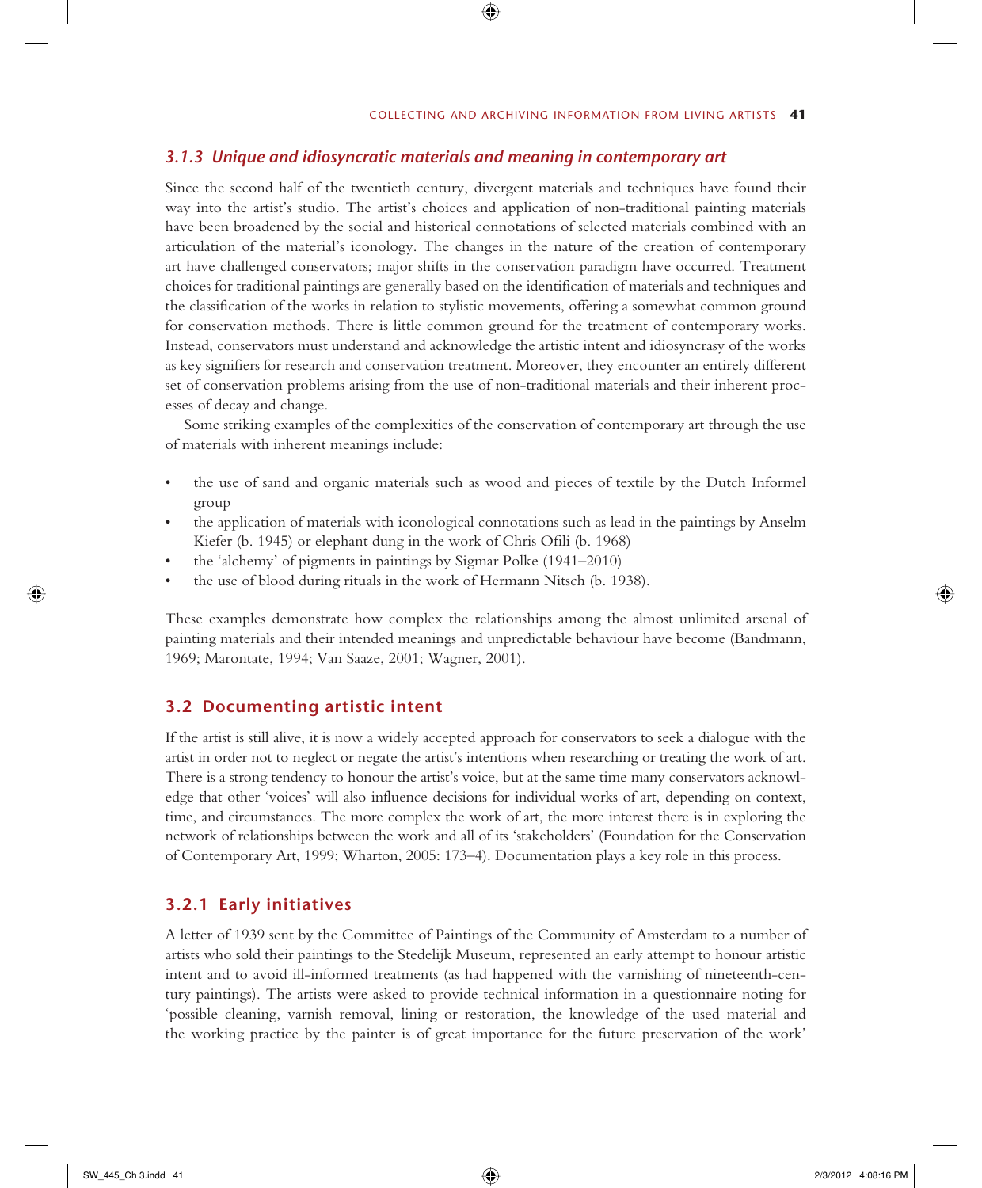### *3.1.3 Unique and idiosyncratic materials and meaning in contemporary art*

Since the second half of the twentieth century, divergent materials and techniques have found their way into the artist's studio. The artist's choices and application of non-traditional painting materials have been broadened by the social and historical connotations of selected materials combined with an articulation of the material's iconology. The changes in the nature of the creation of contemporary art have challenged conservators; major shifts in the conservation paradigm have occurred. Treatment choices for traditional paintings are generally based on the identification of materials and techniques and the classification of the works in relation to stylistic movements, offering a somewhat common ground for conservation methods. There is little common ground for the treatment of contemporary works. Instead, conservators must understand and acknowledge the artistic intent and idiosyncrasy of the works as key signifiers for research and conservation treatment. Moreover, they encounter an entirely different set of conservation problems arising from the use of non-traditional materials and their inherent processes of decay and change.

Some striking examples of the complexities of the conservation of contemporary art through the use of materials with inherent meanings include:

- the use of sand and organic materials such as wood and pieces of textile by the Dutch Informel group
- the application of materials with iconological connotations such as lead in the paintings by Anselm Kiefer (b. 1945) or elephant dung in the work of Chris Ofili (b. 1968)
- the 'alchemy' of pigments in paintings by Sigmar Polke (1941–2010)
- the use of blood during rituals in the work of Hermann Nitsch (b. 1938).

These examples demonstrate how complex the relationships among the almost unlimited arsenal of painting materials and their intended meanings and unpredictable behaviour have become (Bandmann, 1969; Marontate, 1994; Van Saaze, 2001; Wagner, 2001).

## 3.2 Documenting artistic intent

If the artist is still alive, it is now a widely accepted approach for conservators to seek a dialogue with the artist in order not to neglect or negate the artist's intentions when researching or treating the work of art. There is a strong tendency to honour the artist's voice, but at the same time many conservators acknowledge that other 'voices' will also influence decisions for individual works of art, depending on context, time, and circumstances. The more complex the work of art, the more interest there is in exploring the network of relationships between the work and all of its 'stakeholders' (Foundation for the Conservation of Contemporary Art, 1999; Wharton, 2005: 173–4). Documentation plays a key role in this process.

### 3.2.1 Early initiatives

A letter of 1939 sent by the Committee of Paintings of the Community of Amsterdam to a number of artists who sold their paintings to the Stedelijk Museum, represented an early attempt to honour artistic intent and to avoid ill-informed treatments (as had happened with the varnishing of nineteenth-century paintings). The artists were asked to provide technical information in a questionnaire noting for 'possible cleaning, varnish removal, lining or restoration, the knowledge of the used material and the working practice by the painter is of great importance for the future preservation of the work'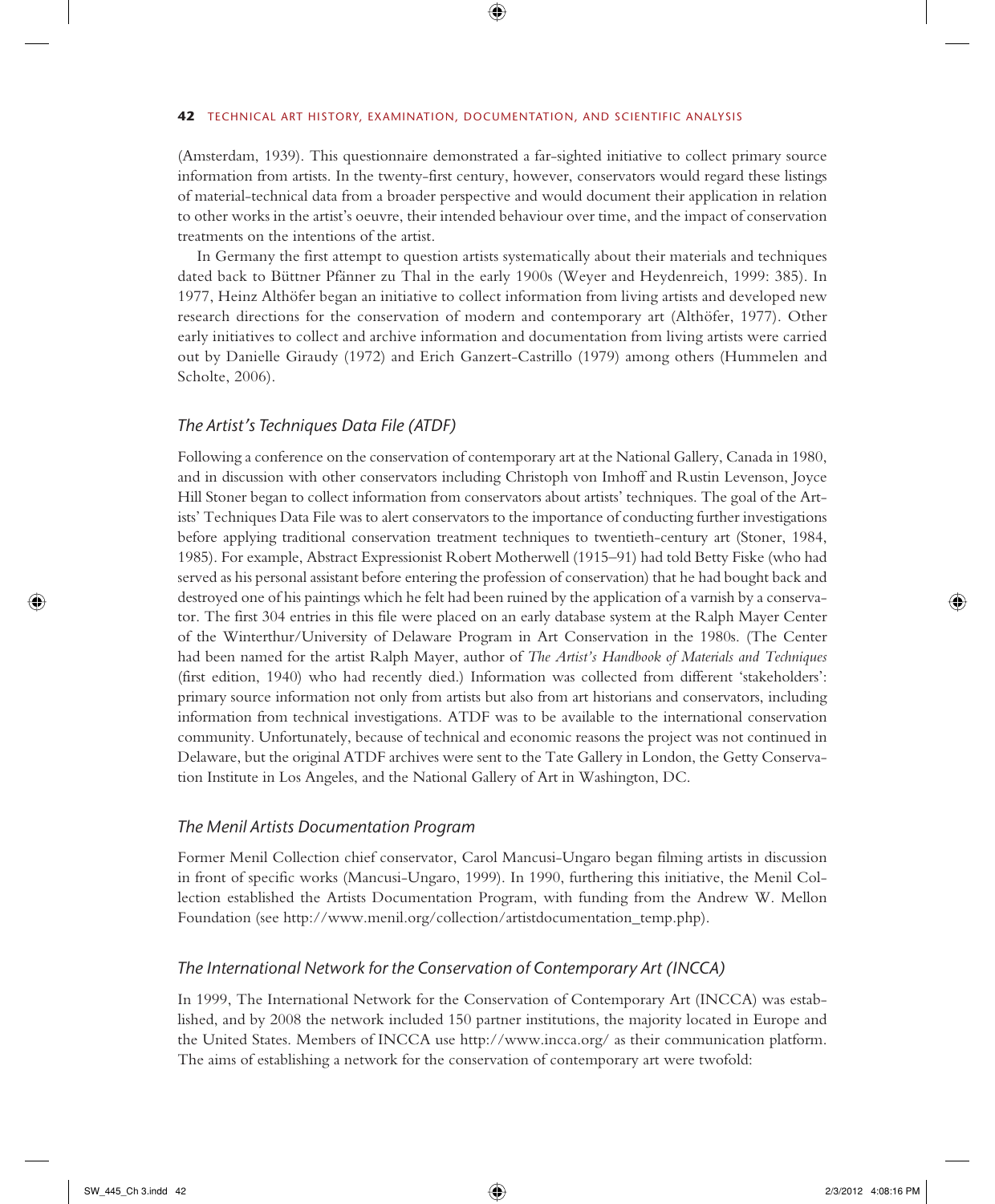(Amsterdam, 1939). This questionnaire demonstrated a far-sighted initiative to collect primary source information from artists. In the twenty-first century, however, conservators would regard these listings of material-technical data from a broader perspective and would document their application in relation to other works in the artist's oeuvre, their intended behaviour over time, and the impact of conservation treatments on the intentions of the artist.

In Germany the first attempt to question artists systematically about their materials and techniques dated back to Büttner Pfänner zu Thal in the early 1900s (Weyer and Heydenreich, 1999: 385). In 1977, Heinz Althöfer began an initiative to collect information from living artists and developed new research directions for the conservation of modern and contemporary art (Althöfer, 1977). Other early initiatives to collect and archive information and documentation from living artists were carried out by Danielle Giraudy (1972) and Erich Ganzert-Castrillo (1979) among others (Hummelen and Scholte, 2006).

### *The Artist's Techniques Data File (ATDF)*

Following a conference on the conservation of contemporary art at the National Gallery, Canada in 1980, and in discussion with other conservators including Christoph von Imhoff and Rustin Levenson, Joyce Hill Stoner began to collect information from conservators about artists' techniques. The goal of the Artists' Techniques Data File was to alert conservators to the importance of conducting further investigations before applying traditional conservation treatment techniques to twentieth-century art (Stoner, 1984, 1985). For example, Abstract Expressionist Robert Motherwell (1915–91) had told Betty Fiske (who had served as his personal assistant before entering the profession of conservation) that he had bought back and destroyed one of his paintings which he felt had been ruined by the application of a varnish by a conservator. The first 304 entries in this file were placed on an early database system at the Ralph Mayer Center of the Winterthur/University of Delaware Program in Art Conservation in the 1980s. (The Center had been named for the artist Ralph Mayer, author of *The Artist's Handbook of Materials and Techniques* (first edition, 1940) who had recently died.) Information was collected from different 'stakeholders': primary source information not only from artists but also from art historians and conservators, including information from technical investigations. ATDF was to be available to the international conservation community. Unfortunately, because of technical and economic reasons the project was not continued in Delaware, but the original ATDF archives were sent to the Tate Gallery in London, the Getty Conservation Institute in Los Angeles, and the National Gallery of Art in Washington, DC.

### *The Menil Artists Documentation Program*

Former Menil Collection chief conservator, Carol Mancusi-Ungaro began filming artists in discussion in front of specific works (Mancusi-Ungaro, 1999). In 1990, furthering this initiative, the Menil Collection established the Artists Documentation Program, with funding from the Andrew W. Mellon Foundation (see http://www.menil.org/collection/artistdocumentation_temp.php).

### *The International Network for the Conservation of Contemporary Art (INCCA)*

In 1999, The International Network for the Conservation of Contemporary Art (INCCA) was established, and by 2008 the network included 150 partner institutions, the majority located in Europe and the United States. Members of INCCA use http://www.incca.org/ as their communication platform. The aims of establishing a network for the conservation of contemporary art were twofold: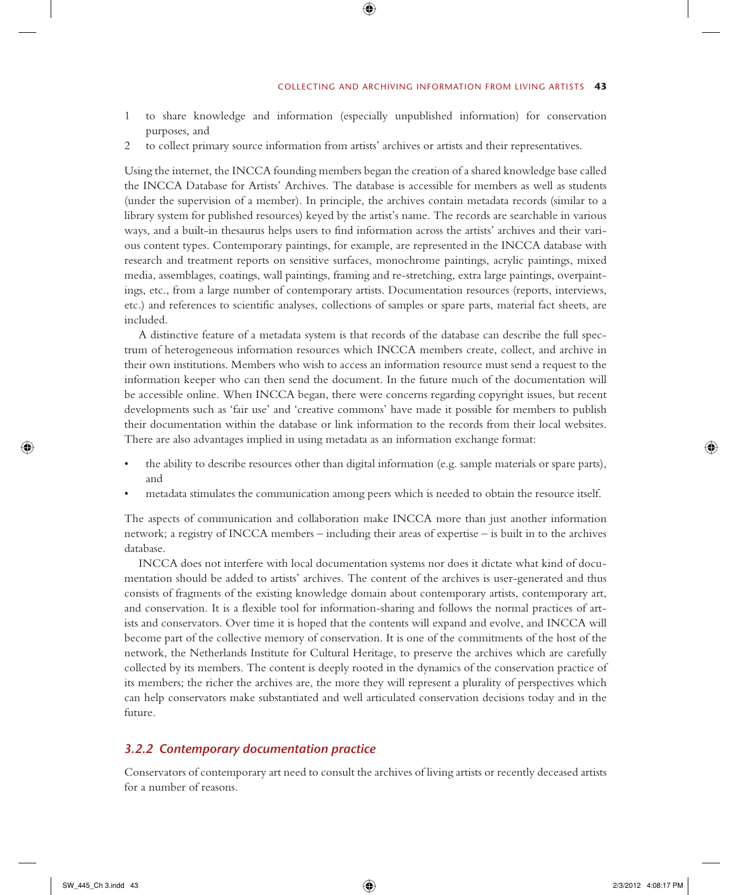1 to share knowledge and information (especially unpublished information) for conservation purposes, and
2 to collect primary source information from artists' archives or artists and their representatives.

Using the internet, the INCCA founding members began the creation of a shared knowledge base called the INCCA Database for Artists' Archives. The database is accessible for members as well as students (under the supervision of a member). In principle, the archives contain metadata records (similar to a library system for published resources) keyed by the artist's name. The records are searchable in various ways, and a built-in thesaurus helps users to find information across the artists' archives and their various content types. Contemporary paintings, for example, are represented in the INCCA database with research and treatment reports on sensitive surfaces, monochrome paintings, acrylic paintings, mixed media, assemblages, coatings, wall paintings, framing and re-stretching, extra large paintings, overpaintings, etc., from a large number of contemporary artists. Documentation resources (reports, interviews, etc.) and references to scientific analyses, collections of samples or spare parts, material fact sheets, are included.

A distinctive feature of a metadata system is that records of the database can describe the full spectrum of heterogeneous information resources which INCCA members create, collect, and archive in their own institutions. Members who wish to access an information resource must send a request to the information keeper who can then send the document. In the future much of the documentation will be accessible online. When INCCA began, there were concerns regarding copyright issues, but recent developments such as 'fair use' and 'creative commons' have made it possible for members to publish their documentation within the database or link information to the records from their local websites. There are also advantages implied in using metadata as an information exchange format:

- the ability to describe resources other than digital information (e.g. sample materials or spare parts), and
- metadata stimulates the communication among peers which is needed to obtain the resource itself.

The aspects of communication and collaboration make INCCA more than just another information network; a registry of INCCA members – including their areas of expertise – is built in to the archives database.

INCCA does not interfere with local documentation systems nor does it dictate what kind of documentation should be added to artists' archives. The content of the archives is user-generated and thus consists of fragments of the existing knowledge domain about contemporary artists, contemporary art, and conservation. It is a flexible tool for information-sharing and follows the normal practices of artists and conservators. Over time it is hoped that the contents will expand and evolve, and INCCA will become part of the collective memory of conservation. It is one of the commitments of the host of the network, the Netherlands Institute for Cultural Heritage, to preserve the archives which are carefully collected by its members. The content is deeply rooted in the dynamics of the conservation practice of its members; the richer the archives are, the more they will represent a plurality of perspectives which can help conservators make substantiated and well articulated conservation decisions today and in the future.

### *3.2.2 Contemporary documentation practice*

Conservators of contemporary art need to consult the archives of living artists or recently deceased artists for a number of reasons.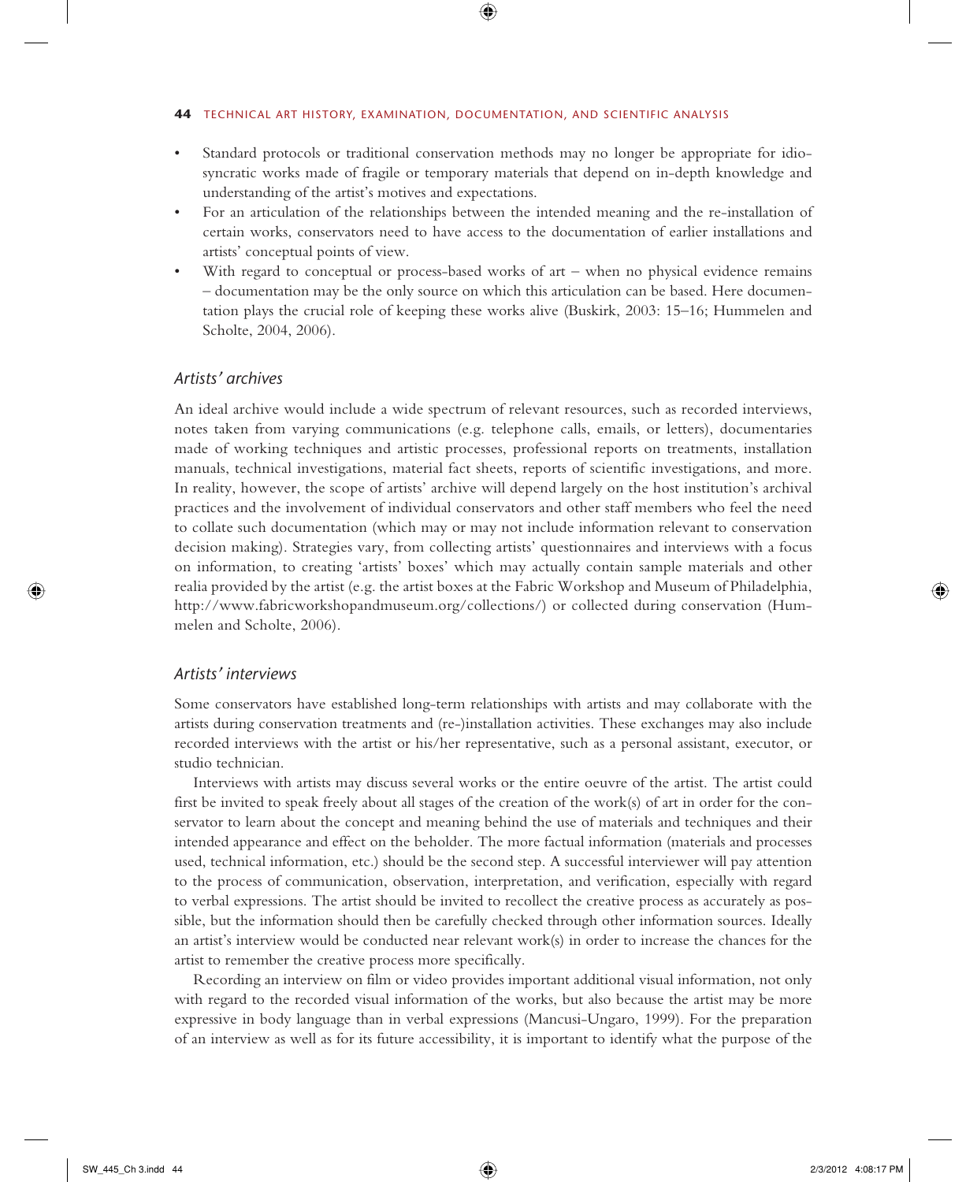- Standard protocols or traditional conservation methods may no longer be appropriate for idiosyncratic works made of fragile or temporary materials that depend on in-depth knowledge and understanding of the artist's motives and expectations.
- For an articulation of the relationships between the intended meaning and the re-installation of certain works, conservators need to have access to the documentation of earlier installations and artists' conceptual points of view.
- With regard to conceptual or process-based works of art – when no physical evidence remains – documentation may be the only source on which this articulation can be based. Here documentation plays the crucial role of keeping these works alive (Buskirk, 2003: 15–16; Hummelen and Scholte, 2004, 2006).

### *Artists' archives*

An ideal archive would include a wide spectrum of relevant resources, such as recorded interviews, notes taken from varying communications (e.g. telephone calls, emails, or letters), documentaries made of working techniques and artistic processes, professional reports on treatments, installation manuals, technical investigations, material fact sheets, reports of scientific investigations, and more. In reality, however, the scope of artists' archive will depend largely on the host institution's archival practices and the involvement of individual conservators and other staff members who feel the need to collate such documentation (which may or may not include information relevant to conservation decision making). Strategies vary, from collecting artists' questionnaires and interviews with a focus on information, to creating 'artists' boxes' which may actually contain sample materials and other realia provided by the artist (e.g. the artist boxes at the Fabric Workshop and Museum of Philadelphia, http://www.fabricworkshopandmuseum.org/collections/) or collected during conservation (Hummelen and Scholte, 2006).

### *Artists' interviews*

Some conservators have established long-term relationships with artists and may collaborate with the artists during conservation treatments and (re-)installation activities. These exchanges may also include recorded interviews with the artist or his/her representative, such as a personal assistant, executor, or studio technician.

Interviews with artists may discuss several works or the entire oeuvre of the artist. The artist could first be invited to speak freely about all stages of the creation of the work(s) of art in order for the conservator to learn about the concept and meaning behind the use of materials and techniques and their intended appearance and effect on the beholder. The more factual information (materials and processes used, technical information, etc.) should be the second step. A successful interviewer will pay attention to the process of communication, observation, interpretation, and verification, especially with regard to verbal expressions. The artist should be invited to recollect the creative process as accurately as possible, but the information should then be carefully checked through other information sources. Ideally an artist's interview would be conducted near relevant work(s) in order to increase the chances for the artist to remember the creative process more specifically.

Recording an interview on film or video provides important additional visual information, not only with regard to the recorded visual information of the works, but also because the artist may be more expressive in body language than in verbal expressions (Mancusi-Ungaro, 1999). For the preparation of an interview as well as for its future accessibility, it is important to identify what the purpose of the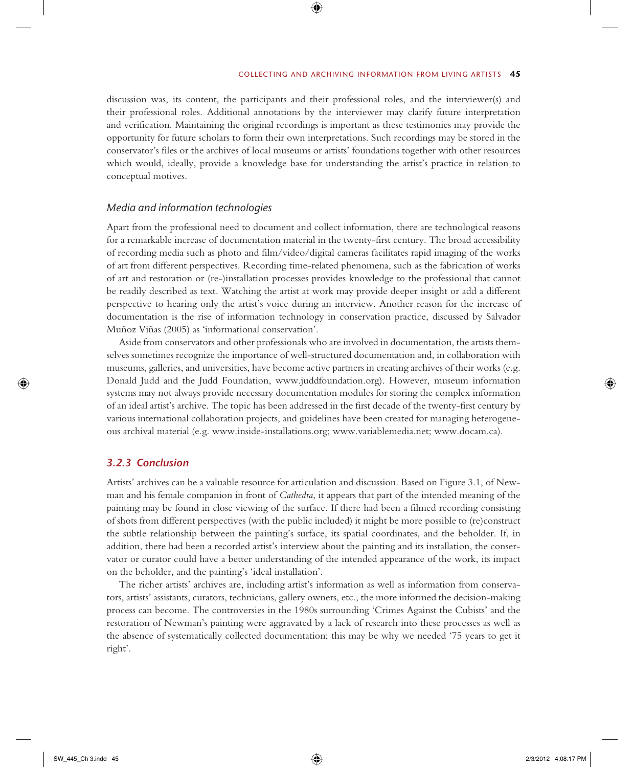discussion was, its content, the participants and their professional roles, and the interviewer(s) and their professional roles. Additional annotations by the interviewer may clarify future interpretation and verification. Maintaining the original recordings is important as these testimonies may provide the opportunity for future scholars to form their own interpretations. Such recordings may be stored in the conservator's files or the archives of local museums or artists' foundations together with other resources which would, ideally, provide a knowledge base for understanding the artist's practice in relation to conceptual motives.

### *Media and information technologies*

Apart from the professional need to document and collect information, there are technological reasons for a remarkable increase of documentation material in the twenty-first century. The broad accessibility of recording media such as photo and film/video/digital cameras facilitates rapid imaging of the works of art from different perspectives. Recording time-related phenomena, such as the fabrication of works of art and restoration or (re-)installation processes provides knowledge to the professional that cannot be readily described as text. Watching the artist at work may provide deeper insight or add a different perspective to hearing only the artist's voice during an interview. Another reason for the increase of documentation is the rise of information technology in conservation practice, discussed by Salvador Muñoz Viñas (2005) as 'informational conservation'.

Aside from conservators and other professionals who are involved in documentation, the artists themselves sometimes recognize the importance of well-structured documentation and, in collaboration with museums, galleries, and universities, have become active partners in creating archives of their works (e.g. Donald Judd and the Judd Foundation, www.juddfoundation.org). However, museum information systems may not always provide necessary documentation modules for storing the complex information of an ideal artist's archive. The topic has been addressed in the first decade of the twenty-first century by various international collaboration projects, and guidelines have been created for managing heterogeneous archival material (e.g. www.inside-installations.org; www.variablemedia.net; www.docam.ca).

## *3.2.3 Conclusion*

Artists' archives can be a valuable resource for articulation and discussion. Based on Figure 3.1, of Newman and his female companion in front of *Cathedra*, it appears that part of the intended meaning of the painting may be found in close viewing of the surface. If there had been a filmed recording consisting of shots from different perspectives (with the public included) it might be more possible to (re)construct the subtle relationship between the painting's surface, its spatial coordinates, and the beholder. If, in addition, there had been a recorded artist's interview about the painting and its installation, the conservator or curator could have a better understanding of the intended appearance of the work, its impact on the beholder, and the painting's 'ideal installation'.

The richer artists' archives are, including artist's information as well as information from conservators, artists' assistants, curators, technicians, gallery owners, etc., the more informed the decision-making process can become. The controversies in the 1980s surrounding 'Crimes Against the Cubists' and the restoration of Newman's painting were aggravated by a lack of research into these processes as well as the absence of systematically collected documentation; this may be why we needed '75 years to get it right'.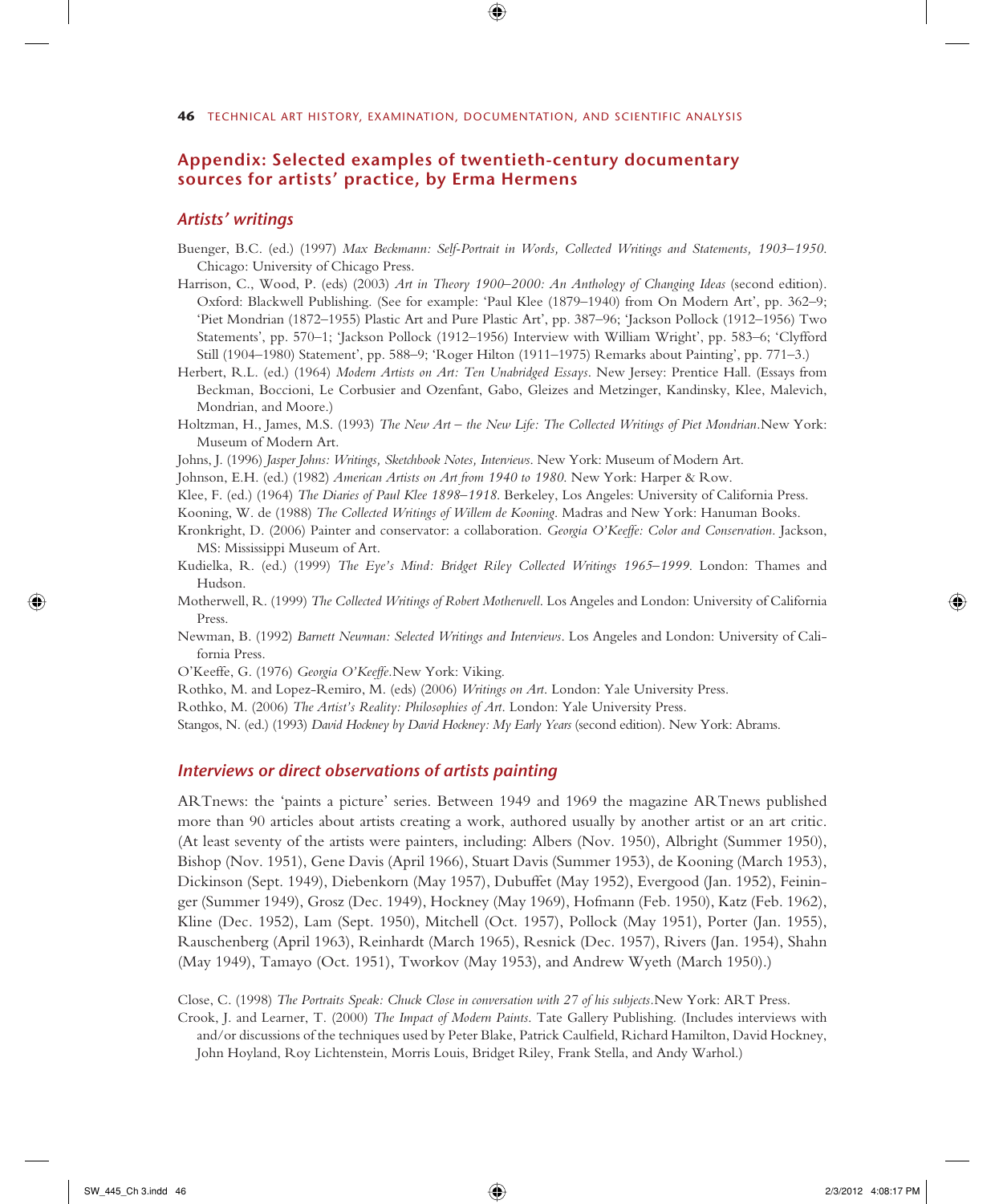## Appendix: Selected examples of twentieth-century documentary sources for artists' practice, by Erma Hermens

### *Artists' writings*

Buenger, B.C. (ed.) (1997) *Max Beckmann: Self-Portrait in Words, Collected Writings and Statements, 1903–1950*. Chicago: University of Chicago Press.

Harrison, C., Wood, P. (eds) (2003) *Art in Theory 1900–2000: An Anthology of Changing Ideas* (second edition). Oxford: Blackwell Publishing. (See for example: 'Paul Klee (1879–1940) from On Modern Art', pp. 362–9; 'Piet Mondrian (1872–1955) Plastic Art and Pure Plastic Art', pp. 387–96; 'Jackson Pollock (1912–1956) Two Statements', pp. 570–1; 'Jackson Pollock (1912–1956) Interview with William Wright', pp. 583–6; 'Clyfford Still (1904–1980) Statement', pp. 588–9; 'Roger Hilton (1911–1975) Remarks about Painting', pp. 771–3.)

Herbert, R.L. (ed.) (1964) *Modern Artists on Art: Ten Unabridged Essays*. New Jersey: Prentice Hall. (Essays from Beckman, Boccioni, Le Corbusier and Ozenfant, Gabo, Gleizes and Metzinger, Kandinsky, Klee, Malevich, Mondrian, and Moore.)

Holtzman, H., James, M.S. (1993) *The New Art – the New Life: The Collected Writings of Piet Mondrian*.New York: Museum of Modern Art.

Johns, J. (1996) *Jasper Johns: Writings, Sketchbook Notes, Interviews*. New York: Museum of Modern Art.

Johnson, E.H. (ed.) (1982) *American Artists on Art from 1940 to 1980*. New York: Harper & Row.

Klee, F. (ed.) (1964) *The Diaries of Paul Klee 1898–1918*. Berkeley, Los Angeles: University of California Press.

Kooning, W. de (1988) *The Collected Writings of Willem de Kooning*. Madras and New York: Hanuman Books.

Kronkright, D. (2006) Painter and conservator: a collaboration. *Georgia O'Keeffe: Color and Conservation*. Jackson, MS: Mississippi Museum of Art.

Kudielka, R. (ed.) (1999) *The Eye's Mind: Bridget Riley Collected Writings 1965–1999*. London: Thames and Hudson.

Motherwell, R. (1999) *The Collected Writings of Robert Motherwell*. Los Angeles and London: University of California Press.

Newman, B. (1992) *Barnett Newman: Selected Writings and Interviews*. Los Angeles and London: University of California Press.

O'Keeffe, G. (1976) *Georgia O'Keeffe*.New York: Viking.

Rothko, M. and Lopez-Remiro, M. (eds) (2006) *Writings on Art*. London: Yale University Press.

Rothko, M. (2006) *The Artist's Reality: Philosophies of Art*. London: Yale University Press.

Stangos, N. (ed.) (1993) *David Hockney by David Hockney: My Early Years* (second edition). New York: Abrams.

### *Interviews or direct observations of artists painting*

ARTnews: the 'paints a picture' series. Between 1949 and 1969 the magazine ARTnews published more than 90 articles about artists creating a work, authored usually by another artist or an art critic. (At least seventy of the artists were painters, including: Albers (Nov. 1950), Albright (Summer 1950), Bishop (Nov. 1951), Gene Davis (April 1966), Stuart Davis (Summer 1953), de Kooning (March 1953), Dickinson (Sept. 1949), Diebenkorn (May 1957), Dubuffet (May 1952), Evergood (Jan. 1952), Feininger (Summer 1949), Grosz (Dec. 1949), Hockney (May 1969), Hofmann (Feb. 1950), Katz (Feb. 1962), Kline (Dec. 1952), Lam (Sept. 1950), Mitchell (Oct. 1957), Pollock (May 1951), Porter (Jan. 1955), Rauschenberg (April 1963), Reinhardt (March 1965), Resnick (Dec. 1957), Rivers (Jan. 1954), Shahn (May 1949), Tamayo (Oct. 1951), Tworkov (May 1953), and Andrew Wyeth (March 1950).)

Close, C. (1998) *The Portraits Speak: Chuck Close in conversation with 27 of his subjects*.New York: ART Press.

Crook, J. and Learner, T. (2000) *The Impact of Modern Paints*. Tate Gallery Publishing. (Includes interviews with and/or discussions of the techniques used by Peter Blake, Patrick Caulfield, Richard Hamilton, David Hockney, John Hoyland, Roy Lichtenstein, Morris Louis, Bridget Riley, Frank Stella, and Andy Warhol.)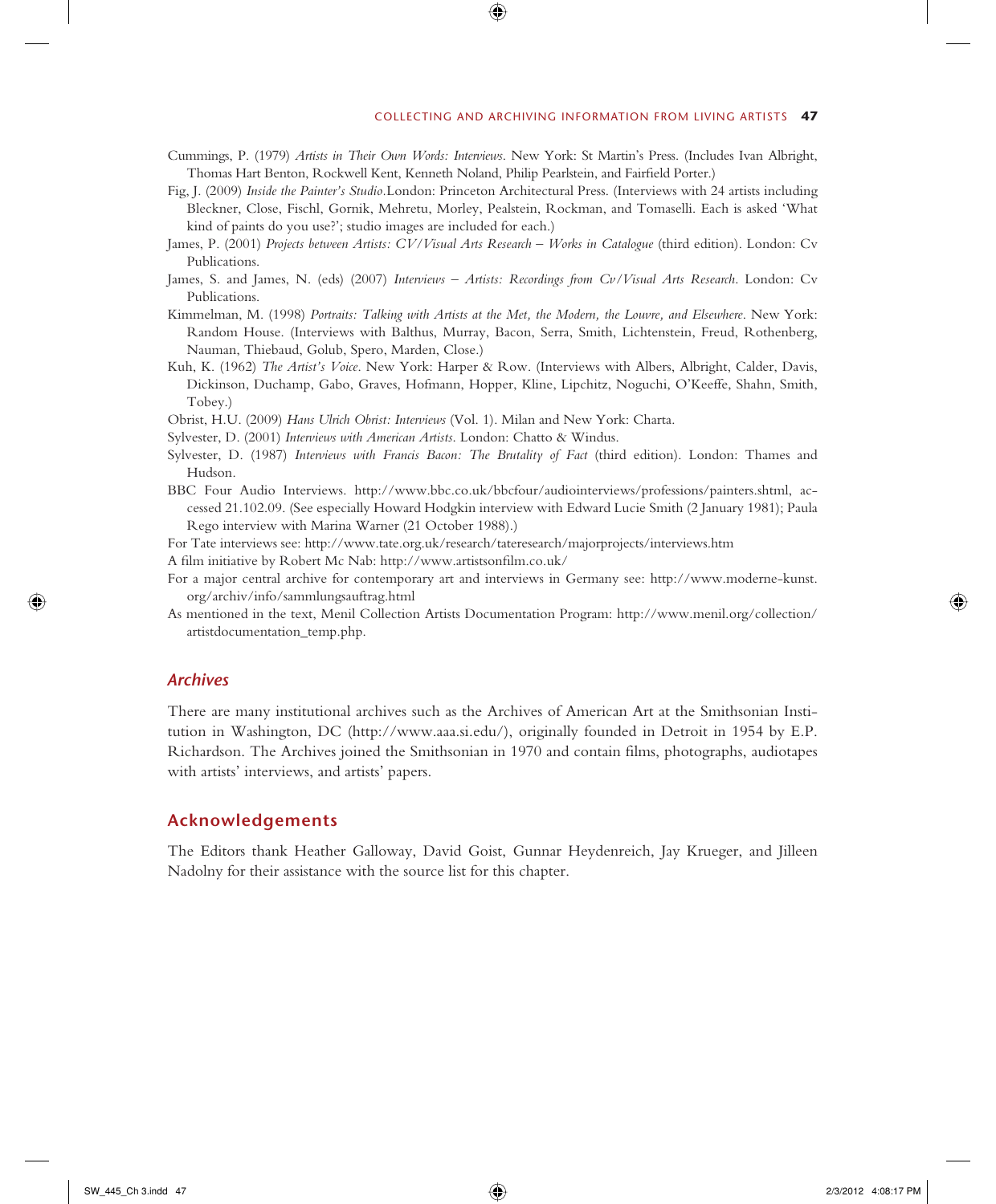Cummings, P. (1979) *Artists in Their Own Words: Interviews*. New York: St Martin's Press. (Includes Ivan Albright, Thomas Hart Benton, Rockwell Kent, Kenneth Noland, Philip Pearlstein, and Fairfield Porter.)

Fig, J. (2009) *Inside the Painter's Studio*.London: Princeton Architectural Press. (Interviews with 24 artists including Bleckner, Close, Fischl, Gornik, Mehretu, Morley, Pealstein, Rockman, and Tomaselli. Each is asked 'What kind of paints do you use?'; studio images are included for each.)

James, P. (2001) *Projects between Artists: CV/Visual Arts Research – Works in Catalogue* (third edition). London: Cv Publications.

James, S. and James, N. (eds) (2007) *Interviews – Artists: Recordings from Cv/Visual Arts Research*. London: Cv Publications.

Kimmelman, M. (1998) *Portraits: Talking with Artists at the Met, the Modern, the Louvre, and Elsewhere*. New York: Random House. (Interviews with Balthus, Murray, Bacon, Serra, Smith, Lichtenstein, Freud, Rothenberg, Nauman, Thiebaud, Golub, Spero, Marden, Close.)

Kuh, K. (1962) *The Artist's Voice*. New York: Harper & Row. (Interviews with Albers, Albright, Calder, Davis, Dickinson, Duchamp, Gabo, Graves, Hofmann, Hopper, Kline, Lipchitz, Noguchi, O'Keeffe, Shahn, Smith, Tobey.)

Obrist, H.U. (2009) *Hans Ulrich Obrist: Interviews* (Vol. 1). Milan and New York: Charta.

Sylvester, D. (2001) *Interviews with American Artists*. London: Chatto & Windus.

Sylvester, D. (1987) *Interviews with Francis Bacon: The Brutality of Fact* (third edition). London: Thames and Hudson.

BBC Four Audio Interviews. http://www.bbc.co.uk/bbcfour/audiointerviews/professions/painters.shtml, accessed 21.102.09. (See especially Howard Hodgkin interview with Edward Lucie Smith (2 January 1981); Paula Rego interview with Marina Warner (21 October 1988).)

For Tate interviews see: http://www.tate.org.uk/research/tateresearch/majorprojects/interviews.htm

A film initiative by Robert Mc Nab: http://www.artistsonfilm.co.uk/

For a major central archive for contemporary art and interviews in Germany see: http://www.moderne-kunst.org/archiv/info/sammlungsauftrag.html

As mentioned in the text, Menil Collection Artists Documentation Program: http://www.menil.org/collection/artistdocumentation_temp.php.

### *Archives*

There are many institutional archives such as the Archives of American Art at the Smithsonian Institution in Washington, DC (http://www.aaa.si.edu/), originally founded in Detroit in 1954 by E.P. Richardson. The Archives joined the Smithsonian in 1970 and contain films, photographs, audiotapes with artists' interviews, and artists' papers.

## Acknowledgements

The Editors thank Heather Galloway, David Goist, Gunnar Heydenreich, Jay Krueger, and Jilleen Nadolny for their assistance with the source list for this chapter.